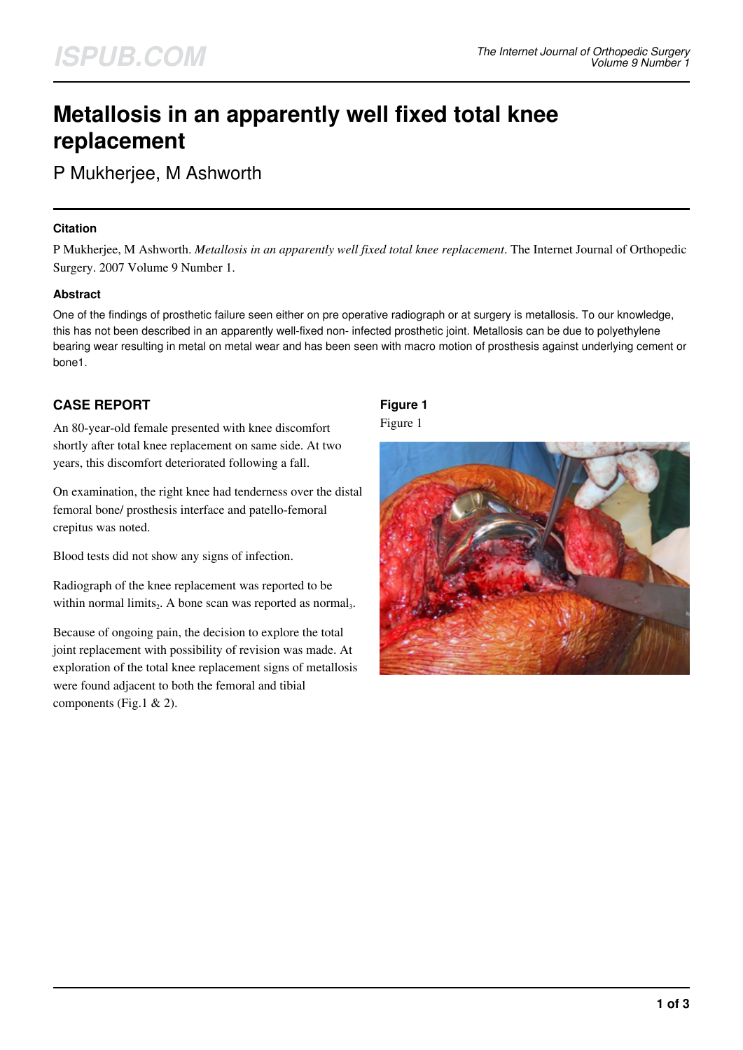# Metallosis in an apparently well fixed total knee replacement

P Mukherjee, M Ashworth

## Citation

P Mukherjee, M Ashworth. *Metallosis in an apparently well fixed total knee replacement*. The Internet Journal of Orthopedic Surgery. 2007 Volume 9 Number 1.

## Abstract

One of the findings of prosthetic failure seen either on pre operative radiograph or at surgery is metallosis. To our knowledge, this has not been described in an apparently well-fixed non- infected prosthetic joint. Metallosis can be due to polyethylene bearing wear resulting in metal on metal wear and has been seen with macro motion of prosthesis against underlying cement or bone1.

## CASE REPORT

An 80-year-old female presented with knee discomfort shortly after total knee replacement on same side. At two years, this discomfort deteriorated following a fall.

On examination, the right knee had tenderness over the distal femoral bone/ prosthesis interface and patello-femoral crepitus was noted.

Blood tests did not show any signs of infection.

Radiograph of the knee replacement was reported to be within normal limits[2]. A bone scan was reported as normal[3].

Because of ongoing pain, the decision to explore the total joint replacement with possibility of revision was made. At exploration of the total knee replacement signs of metallosis were found adjacent to both the femoral and tibial components (Fig.1 & 2).

**Figure 1**

Figure 1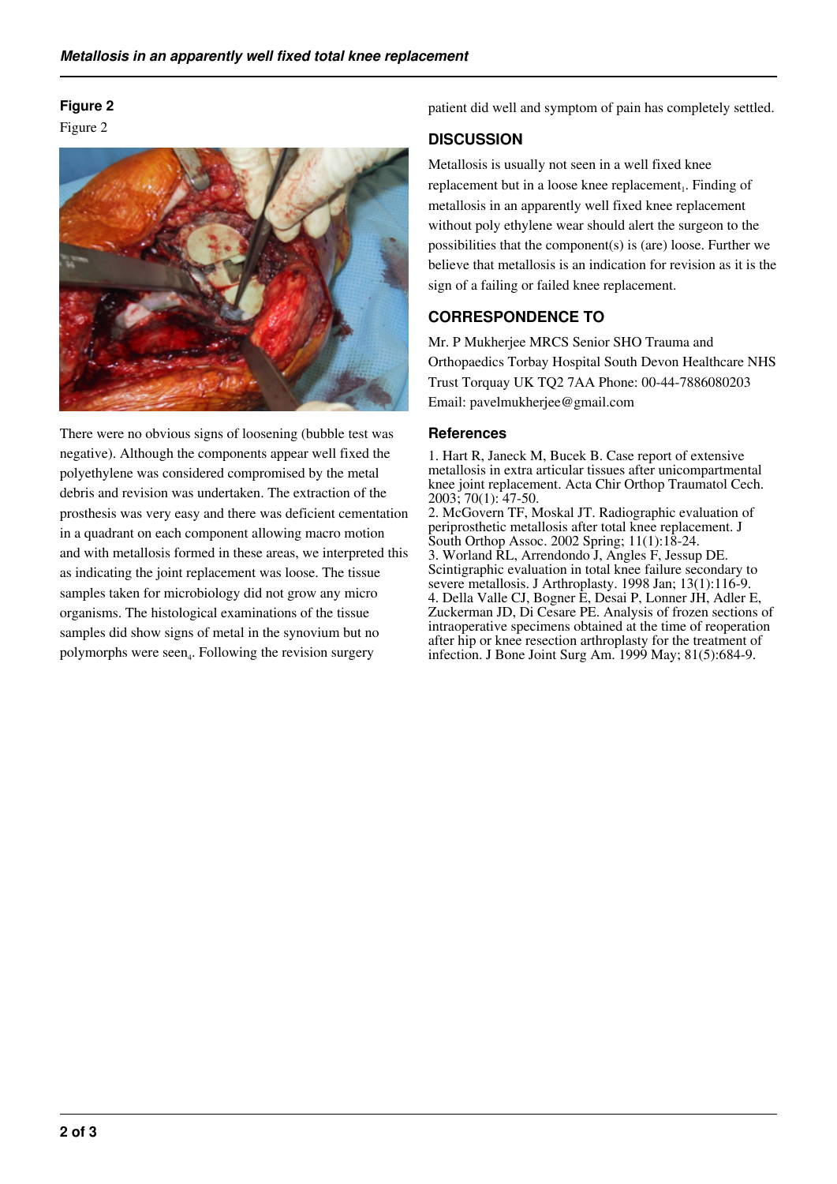**Figure 2**

Figure 2

There were no obvious signs of loosening (bubble test was negative). Although the components appear well fixed the polyethylene was considered compromised by the metal debris and revision was undertaken. The extraction of the prosthesis was very easy and there was deficient cementation in a quadrant on each component allowing macro motion and with metallosis formed in these areas, we interpreted this as indicating the joint replacement was loose. The tissue samples taken for microbiology did not grow any micro organisms. The histological examinations of the tissue samples did show signs of metal in the synovium but no polymorphs were seen[4]. Following the revision surgery patient did well and symptom of pain has completely settled.

## DISCUSSION

Metallosis is usually not seen in a well fixed knee replacement but in a loose knee replacement[1]. Finding of metallosis in an apparently well fixed knee replacement without poly ethylene wear should alert the surgeon to the possibilities that the component(s) is (are) loose. Further we believe that metallosis is an indication for revision as it is the sign of a failing or failed knee replacement.

## CORRESPONDENCE TO

Mr. P Mukherjee MRCS Senior SHO Trauma and Orthopaedics Torbay Hospital South Devon Healthcare NHS Trust Torquay UK TQ2 7AA Phone: 00-44-7886080203 Email: pavelmukherjee@gmail.com

### References

1. Hart R, Janeck M, Bucek B. Case report of extensive metallosis in extra articular tissues after unicompartmental knee joint replacement. Acta Chir Orthop Traumatol Cech. 2003; 70(1): 47-50.
2. McGovern TF, Moskal JT. Radiographic evaluation of periprosthetic metallosis after total knee replacement. J South Orthop Assoc. 2002 Spring; 11(1):18-24.
3. Worland RL, Arrendondo J, Angles F, Jessup DE. Scintigraphic evaluation in total knee failure secondary to severe metallosis. J Arthroplasty. 1998 Jan; 13(1):116-9.
4. Della Valle CJ, Bogner E, Desai P, Lonner JH, Adler E, Zuckerman JD, Di Cesare PE. Analysis of frozen sections of intraoperative specimens obtained at the time of reoperation after hip or knee resection arthroplasty for the treatment of infection. J Bone Joint Surg Am. 1999 May; 81(5):684-9.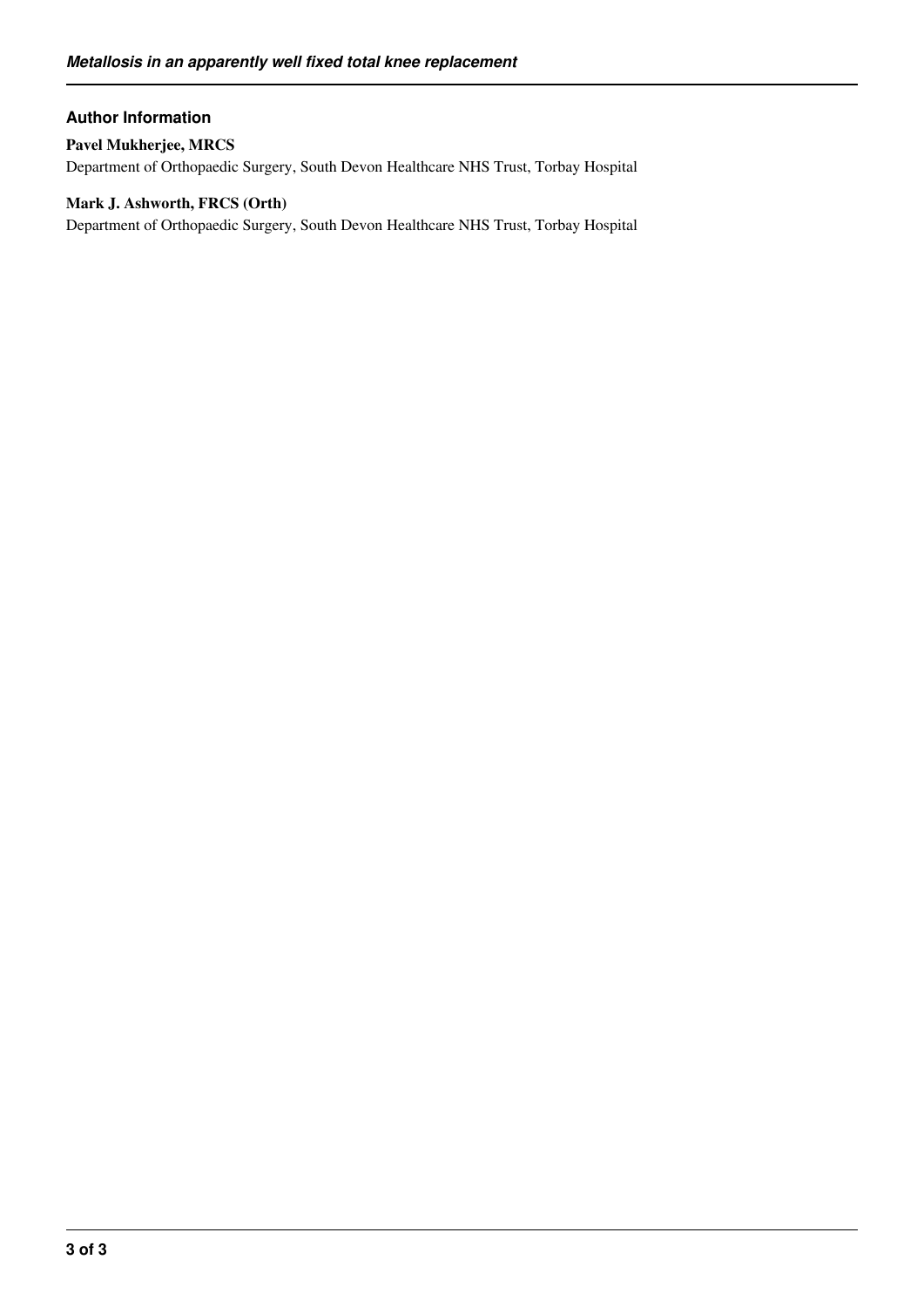## Author Information

**Pavel Mukherjee, MRCS**
Department of Orthopaedic Surgery, South Devon Healthcare NHS Trust, Torbay Hospital

**Mark J. Ashworth, FRCS (Orth)**
Department of Orthopaedic Surgery, South Devon Healthcare NHS Trust, Torbay Hospital